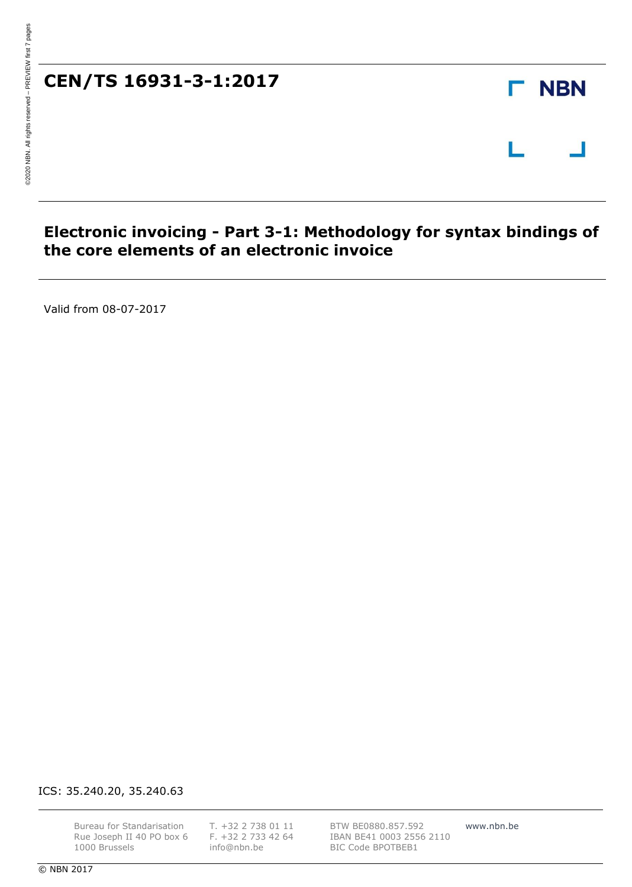# CEN/TS 16931-3-1:2017

NBN

## Electronic invoicing - Part 3-1: Methodology for syntax bindings of the core elements of an electronic invoice

Valid from 08-07-2017

ICS: 35.240.20, 35.240.63

Bureau for Standarisation
Rue Joseph II 40 PO box 6
1000 Brussels

T. +32 2 738 01 11
F. +32 2 733 42 64
info@nbn.be

BTW BE0880.857.592
IBAN BE41 0003 2556 2110
BIC Code BPOTBEB1

www.nbn.be

© NBN 2017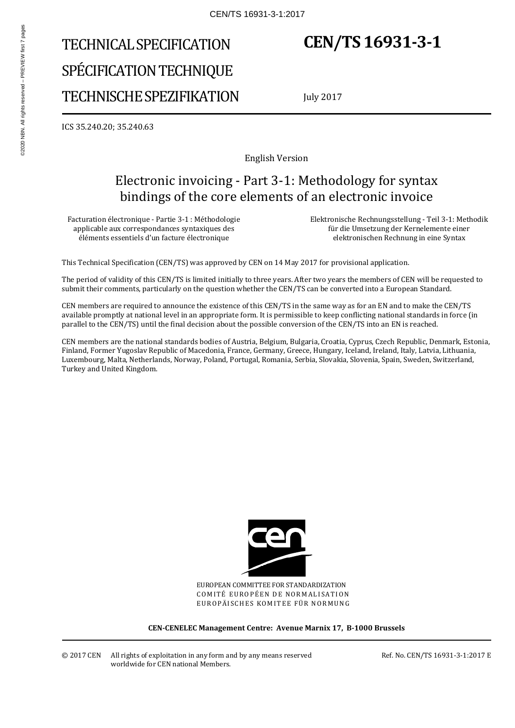# TECHNICAL SPECIFICATION

# SPÉCIFICATION TECHNIQUE

# TECHNISCHE SPEZIFIKATION

# CEN/TS 16931-3-1

July 2017

ICS 35.240.20; 35.240.63

English Version

## Electronic invoicing - Part 3-1: Methodology for syntax bindings of the core elements of an electronic invoice

Facturation électronique - Partie 3-1 : Méthodologie applicable aux correspondances syntaxiques des éléments essentiels d'un facture électronique

Elektronische Rechnungsstellung - Teil 3-1: Methodik für die Umsetzung der Kernelemente einer elektronischen Rechnung in eine Syntax

This Technical Specification (CEN/TS) was approved by CEN on 14 May 2017 for provisional application.

The period of validity of this CEN/TS is limited initially to three years. After two years the members of CEN will be requested to submit their comments, particularly on the question whether the CEN/TS can be converted into a European Standard.

CEN members are required to announce the existence of this CEN/TS in the same way as for an EN and to make the CEN/TS available promptly at national level in an appropriate form. It is permissible to keep conflicting national standards in force (in parallel to the CEN/TS) until the final decision about the possible conversion of the CEN/TS into an EN is reached.

CEN members are the national standards bodies of Austria, Belgium, Bulgaria, Croatia, Cyprus, Czech Republic, Denmark, Estonia, Finland, Former Yugoslav Republic of Macedonia, France, Germany, Greece, Hungary, Iceland, Ireland, Italy, Latvia, Lithuania, Luxembourg, Malta, Netherlands, Norway, Poland, Portugal, Romania, Serbia, Slovakia, Slovenia, Spain, Sweden, Switzerland, Turkey and United Kingdom.

EUROPEAN COMMITTEE FOR STANDARDIZATION
COMITÉ EUROPÉEN DE NORMALISATION
EUROPÄISCHES KOMITEE FÜR NORMUNG

**CEN-CENELEC Management Centre: Avenue Marnix 17, B-1000 Brussels**

© 2017 CEN All rights of exploitation in any form and by any means reserved worldwide for CEN national Members.

Ref. No. CEN/TS 16931-3-1:2017 E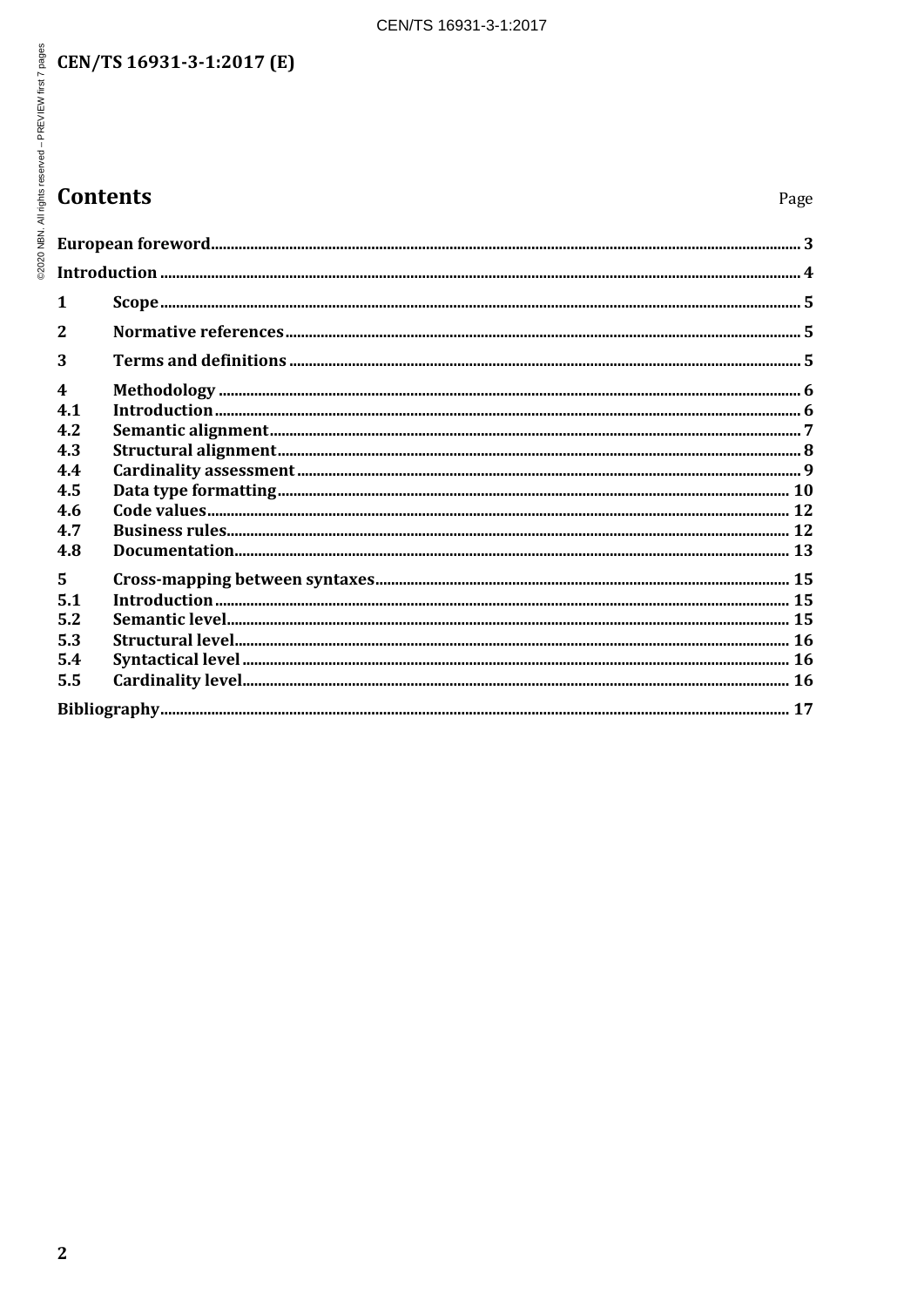# Contents

Page

European foreword 3

Introduction 4

1 Scope 5

2 Normative references 5

3 Terms and definitions 5

4 Methodology 6

4.1 Introduction 6

4.2 Semantic alignment 7

4.3 Structural alignment 8

4.4 Cardinality assessment 9

4.5 Data type formatting 10

4.6 Code values 12

4.7 Business rules 12

4.8 Documentation 13

5 Cross-mapping between syntaxes 15

5.1 Introduction 15

5.2 Semantic level 15

5.3 Structural level 16

5.4 Syntactical level 16

5.5 Cardinality level 16

Bibliography 17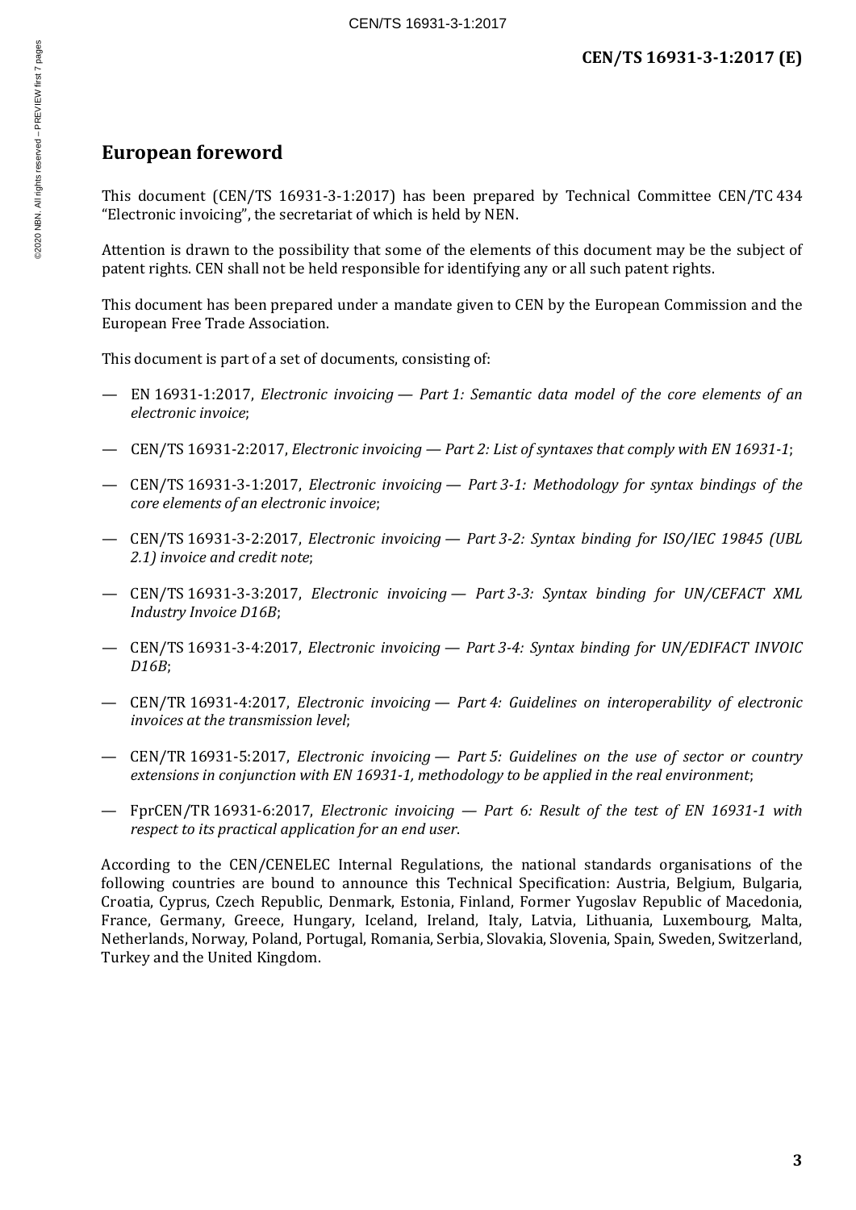## European foreword

This document (CEN/TS 16931-3-1:2017) has been prepared by Technical Committee CEN/TC 434 "Electronic invoicing", the secretariat of which is held by NEN.

Attention is drawn to the possibility that some of the elements of this document may be the subject of patent rights. CEN shall not be held responsible for identifying any or all such patent rights.

This document has been prepared under a mandate given to CEN by the European Commission and the European Free Trade Association.

This document is part of a set of documents, consisting of:

— EN 16931-1:2017, *Electronic invoicing — Part 1: Semantic data model of the core elements of an electronic invoice*;

— CEN/TS 16931-2:2017, *Electronic invoicing — Part 2: List of syntaxes that comply with EN 16931-1*;

— CEN/TS 16931-3-1:2017, *Electronic invoicing — Part 3-1: Methodology for syntax bindings of the core elements of an electronic invoice*;

— CEN/TS 16931-3-2:2017, *Electronic invoicing — Part 3-2: Syntax binding for ISO/IEC 19845 (UBL 2.1) invoice and credit note*;

— CEN/TS 16931-3-3:2017, *Electronic invoicing — Part 3-3: Syntax binding for UN/CEFACT XML Industry Invoice D16B*;

— CEN/TS 16931-3-4:2017, *Electronic invoicing — Part 3-4: Syntax binding for UN/EDIFACT INVOIC D16B*;

— CEN/TR 16931-4:2017, *Electronic invoicing — Part 4: Guidelines on interoperability of electronic invoices at the transmission level*;

— CEN/TR 16931-5:2017, *Electronic invoicing — Part 5: Guidelines on the use of sector or country extensions in conjunction with EN 16931-1, methodology to be applied in the real environment*;

— FprCEN/TR 16931-6:2017, *Electronic invoicing — Part 6: Result of the test of EN 16931-1 with respect to its practical application for an end user*.

According to the CEN/CENELEC Internal Regulations, the national standards organisations of the following countries are bound to announce this Technical Specification: Austria, Belgium, Bulgaria, Croatia, Cyprus, Czech Republic, Denmark, Estonia, Finland, Former Yugoslav Republic of Macedonia, France, Germany, Greece, Hungary, Iceland, Ireland, Italy, Latvia, Lithuania, Luxembourg, Malta, Netherlands, Norway, Poland, Portugal, Romania, Serbia, Slovakia, Slovenia, Spain, Sweden, Switzerland, Turkey and the United Kingdom.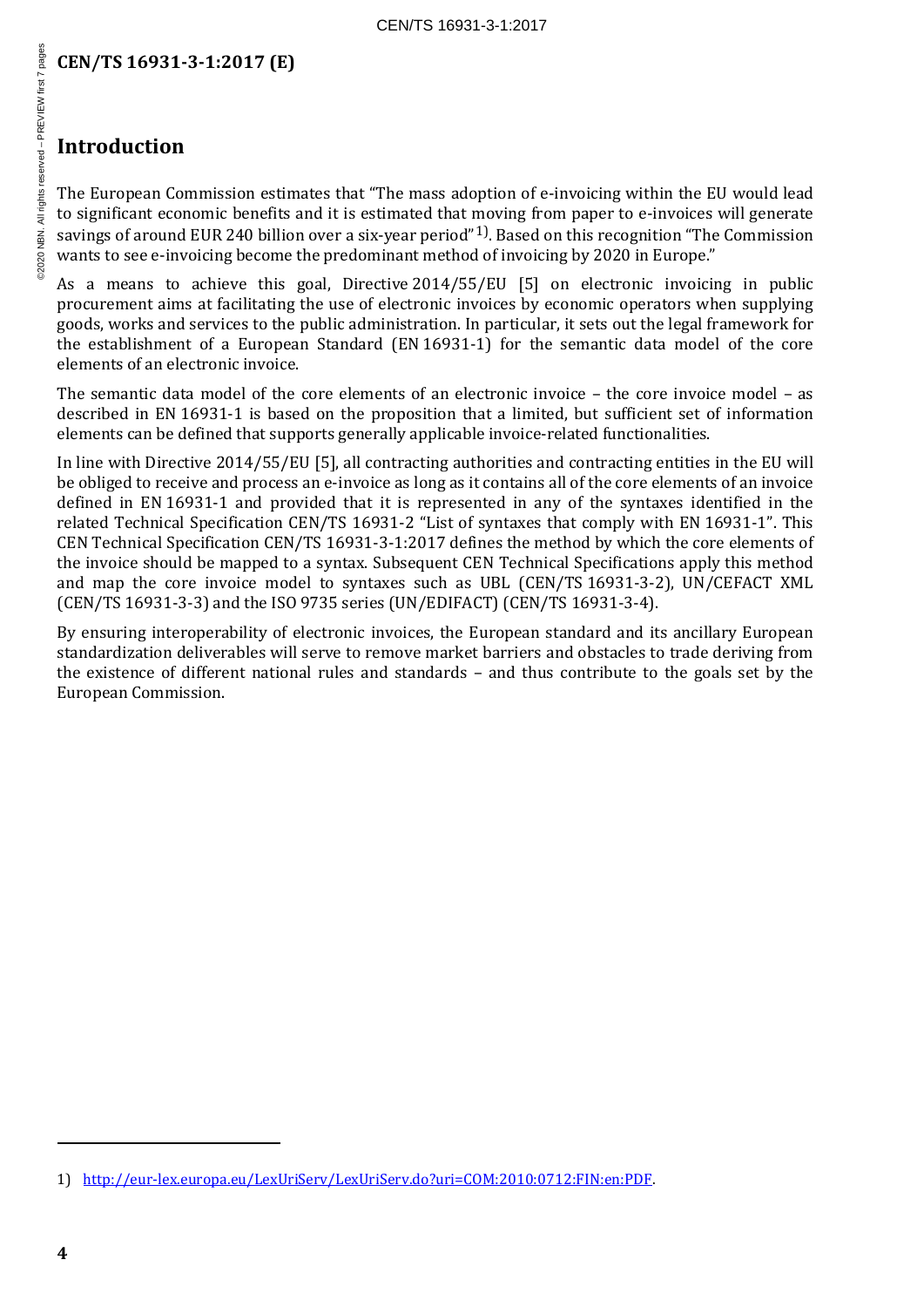## Introduction

The European Commission estimates that "The mass adoption of e-invoicing within the EU would lead to significant economic benefits and it is estimated that moving from paper to e-invoices will generate savings of around EUR 240 billion over a six-year period" [1)]. Based on this recognition "The Commission wants to see e-invoicing become the predominant method of invoicing by 2020 in Europe."

As a means to achieve this goal, Directive 2014/55/EU [5] on electronic invoicing in public procurement aims at facilitating the use of electronic invoices by economic operators when supplying goods, works and services to the public administration. In particular, it sets out the legal framework for the establishment of a European Standard (EN 16931-1) for the semantic data model of the core elements of an electronic invoice.

The semantic data model of the core elements of an electronic invoice – the core invoice model – as described in EN 16931-1 is based on the proposition that a limited, but sufficient set of information elements can be defined that supports generally applicable invoice-related functionalities.

In line with Directive 2014/55/EU [5], all contracting authorities and contracting entities in the EU will be obliged to receive and process an e-invoice as long as it contains all of the core elements of an invoice defined in EN 16931-1 and provided that it is represented in any of the syntaxes identified in the related Technical Specification CEN/TS 16931-2 "List of syntaxes that comply with EN 16931-1". This CEN Technical Specification CEN/TS 16931-3-1:2017 defines the method by which the core elements of the invoice should be mapped to a syntax. Subsequent CEN Technical Specifications apply this method and map the core invoice model to syntaxes such as UBL (CEN/TS 16931-3-2), UN/CEFACT XML (CEN/TS 16931-3-3) and the ISO 9735 series (UN/EDIFACT) (CEN/TS 16931-3-4).

By ensuring interoperability of electronic invoices, the European standard and its ancillary European standardization deliverables will serve to remove market barriers and obstacles to trade deriving from the existence of different national rules and standards – and thus contribute to the goals set by the European Commission.

---

1) http://eur-lex.europa.eu/LexUriServ/LexUriServ.do?uri=COM:2010:0712:FIN:en:PDF.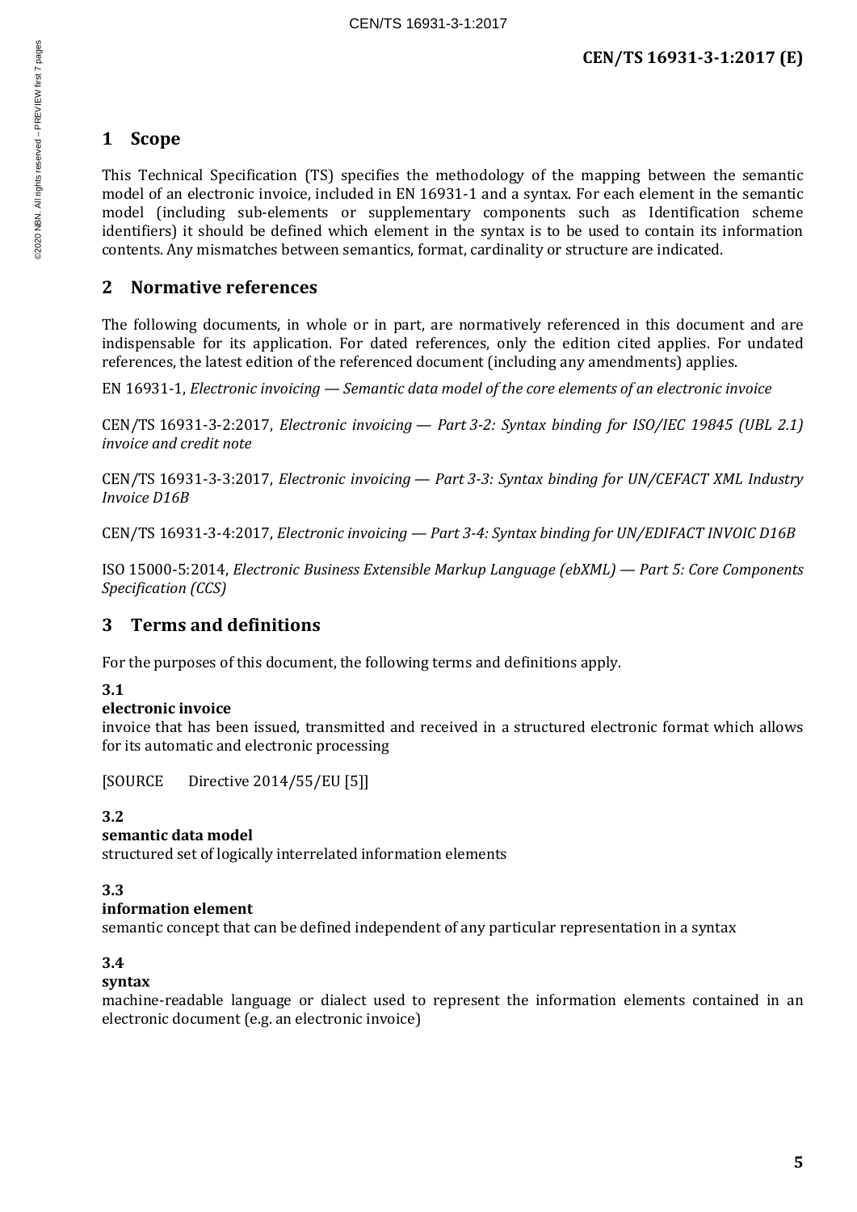## 1 Scope

This Technical Specification (TS) specifies the methodology of the mapping between the semantic model of an electronic invoice, included in EN 16931-1 and a syntax. For each element in the semantic model (including sub-elements or supplementary components such as Identification scheme identifiers) it should be defined which element in the syntax is to be used to contain its information contents. Any mismatches between semantics, format, cardinality or structure are indicated.

## 2 Normative references

The following documents, in whole or in part, are normatively referenced in this document and are indispensable for its application. For dated references, only the edition cited applies. For undated references, the latest edition of the referenced document (including any amendments) applies.

EN 16931-1, *Electronic invoicing — Semantic data model of the core elements of an electronic invoice*

CEN/TS 16931-3-2:2017, *Electronic invoicing — Part 3-2: Syntax binding for ISO/IEC 19845 (UBL 2.1) invoice and credit note*

CEN/TS 16931-3-3:2017, *Electronic invoicing — Part 3-3: Syntax binding for UN/CEFACT XML Industry Invoice D16B*

CEN/TS 16931-3-4:2017, *Electronic invoicing — Part 3-4: Syntax binding for UN/EDIFACT INVOIC D16B*

ISO 15000-5:2014, *Electronic Business Extensible Markup Language (ebXML) — Part 5: Core Components Specification (CCS)*

## 3 Terms and definitions

For the purposes of this document, the following terms and definitions apply.

**3.1**
**electronic invoice**
invoice that has been issued, transmitted and received in a structured electronic format which allows for its automatic and electronic processing

[SOURCE Directive 2014/55/EU [5]]

**3.2**
**semantic data model**
structured set of logically interrelated information elements

**3.3**
**information element**
semantic concept that can be defined independent of any particular representation in a syntax

**3.4**
**syntax**
machine-readable language or dialect used to represent the information elements contained in an electronic document (e.g. an electronic invoice)